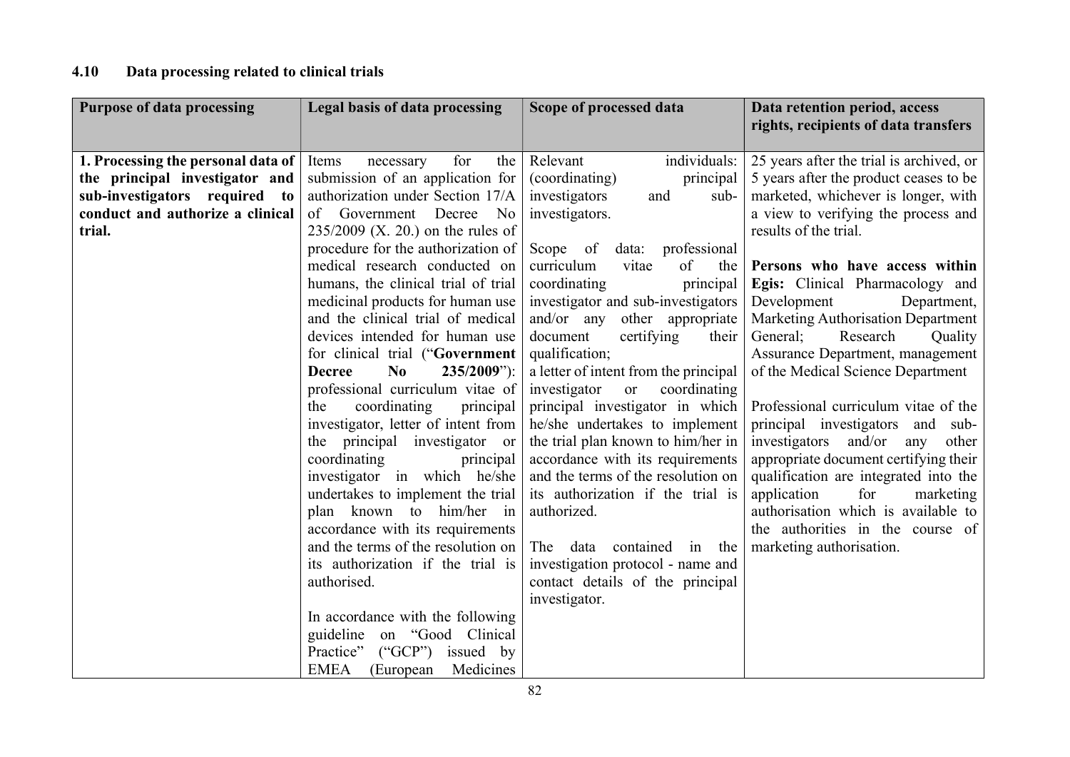## 4.10 Data processing related to clinical trials

| Purpose of data processing | Legal basis of data processing | Scope of processed data | Data retention period, access rights, recipients of data transfers |
|---|---|---|---|
| **1. Processing the personal data of the principal investigator and sub-investigators required to conduct and authorize a clinical trial.** | Items necessary for the submission of an application for authorization under Section 17/A of Government Decree No 235/2009 (X. 20.) on the rules of procedure for the authorization of medical research conducted on humans, the clinical trial of trial medicinal products for human use and the clinical trial of medical devices intended for human use for clinical trial ("**Government Decree No 235/2009**"): professional curriculum vitae of the coordinating principal investigator, letter of intent from the principal investigator or coordinating principal investigator in which he/she undertakes to implement the trial plan known to him/her in accordance with its requirements and the terms of the resolution on its authorization if the trial is authorised.<br><br>In accordance with the following guideline on "Good Clinical Practice" ("GCP") issued by EMEA (European Medicines | Relevant individuals: (coordinating) principal investigators and sub-investigators.<br><br>Scope of data: professional curriculum vitae of the coordinating principal investigator and sub-investigators and/or any other appropriate document certifying their qualification;<br>a letter of intent from the principal investigator or coordinating principal investigator in which he/she undertakes to implement the trial plan known to him/her in accordance with its requirements and the terms of the resolution on its authorization if the trial is authorized.<br><br>The data contained in the investigation protocol - name and contact details of the principal investigator. | 25 years after the trial is archived, or 5 years after the product ceases to be marketed, whichever is longer, with a view to verifying the process and results of the trial.<br><br>**Persons who have access within Egis:** Clinical Pharmacology and Development Department, Marketing Authorisation Department General; Research Quality Assurance Department, management of the Medical Science Department<br><br>Professional curriculum vitae of the principal investigators and sub-investigators and/or any other appropriate document certifying their qualification are integrated into the application for marketing authorisation which is available to the authorities in the course of marketing authorisation. |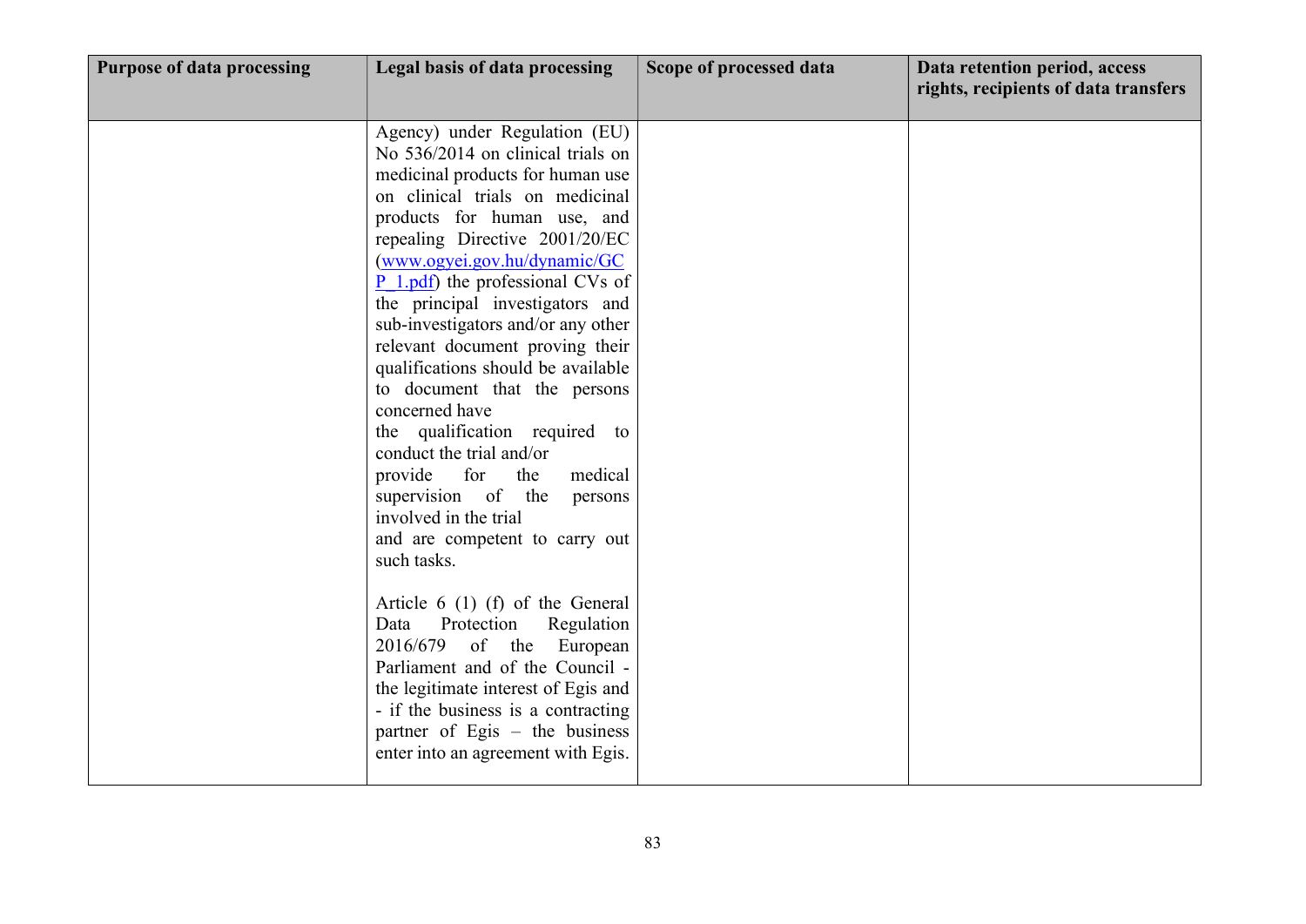| Purpose of data processing | Legal basis of data processing | Scope of processed data | Data retention period, access rights, recipients of data transfers |
|---|---|---|---|
| | Agency) under Regulation (EU) No 536/2014 on clinical trials on medicinal products for human use on clinical trials on medicinal products for human use, and repealing Directive 2001/20/EC ([www.ogyei.gov.hu/dynamic/GCP_1.pdf](www.ogyei.gov.hu/dynamic/GCP_1.pdf)) the professional CVs of the principal investigators and sub-investigators and/or any other relevant document proving their qualifications should be available to document that the persons concerned have the qualification required to conduct the trial and/or provide for the medical supervision of the persons involved in the trial and are competent to carry out such tasks.<br><br>Article 6 (1) (f) of the General Data Protection Regulation 2016/679 of the European Parliament and of the Council - the legitimate interest of Egis and - if the business is a contracting partner of Egis – the business enter into an agreement with Egis. | | |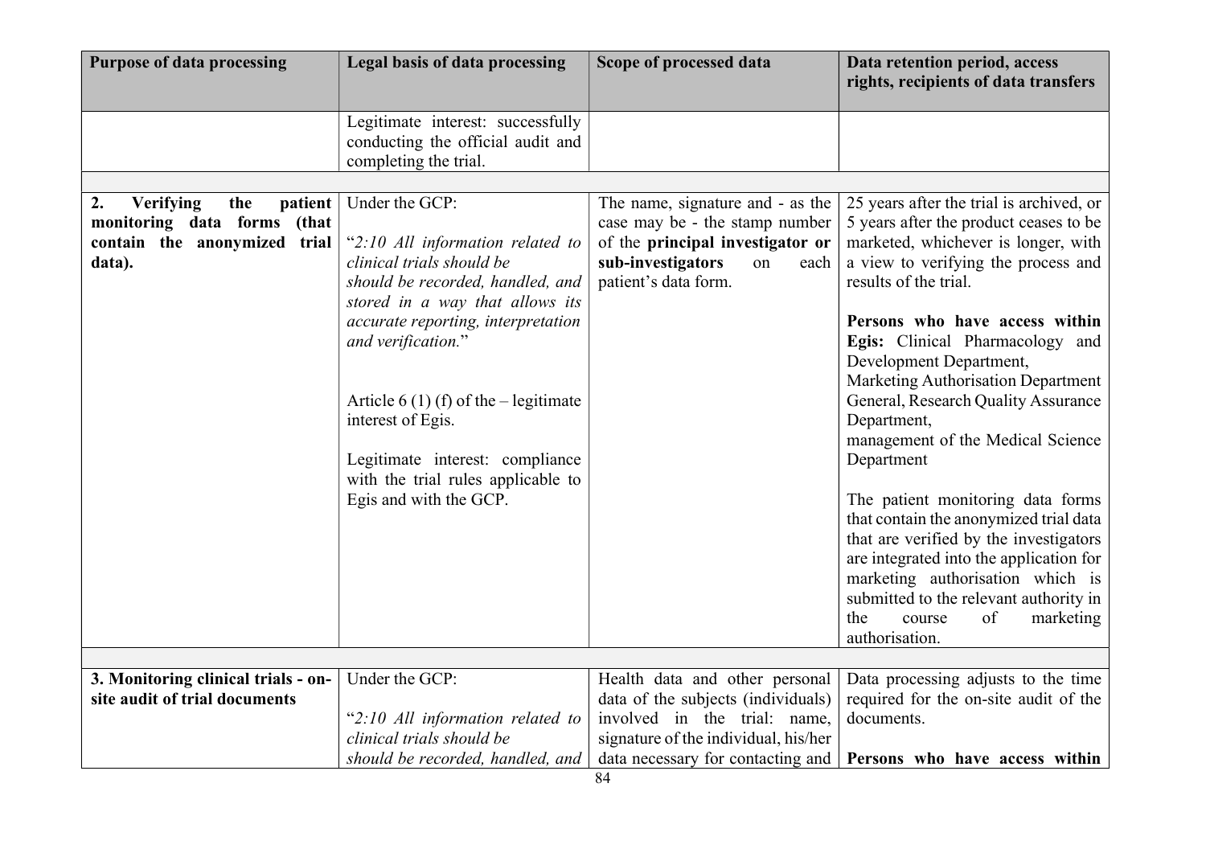| Purpose of data processing | Legal basis of data processing | Scope of processed data | Data retention period, access rights, recipients of data transfers |
|---|---|---|---|
| | Legitimate interest: successfully conducting the official audit and completing the trial. | | |
| | | | |
| **2. Verifying the patient monitoring data forms (that contain the anonymized trial data).** | Under the GCP:<br><br>"*2:10 All information related to clinical trials should be should be recorded, handled, and stored in a way that allows its accurate reporting, interpretation and verification.*"<br><br>Article 6 (1) (f) of the – legitimate interest of Egis.<br><br>Legitimate interest: compliance with the trial rules applicable to Egis and with the GCP. | The name, signature and - as the case may be - the stamp number of the **principal investigator or sub-investigators** on each patient's data form. | 25 years after the trial is archived, or 5 years after the product ceases to be marketed, whichever is longer, with a view to verifying the process and results of the trial.<br><br>**Persons who have access within Egis:** Clinical Pharmacology and Development Department, Marketing Authorisation Department General, Research Quality Assurance Department, management of the Medical Science Department<br><br>The patient monitoring data forms that contain the anonymized trial data that are verified by the investigators are integrated into the application for marketing authorisation which is submitted to the relevant authority in the course of marketing authorisation. |
| | | | |
| **3. Monitoring clinical trials - on-site audit of trial documents** | Under the GCP:<br><br>"*2:10 All information related to clinical trials should be should be recorded, handled, and* | Health data and other personal data of the subjects (individuals) involved in the trial: name, signature of the individual, his/her data necessary for contacting and | Data processing adjusts to the time required for the on-site audit of the documents.<br><br>**Persons who have access within** |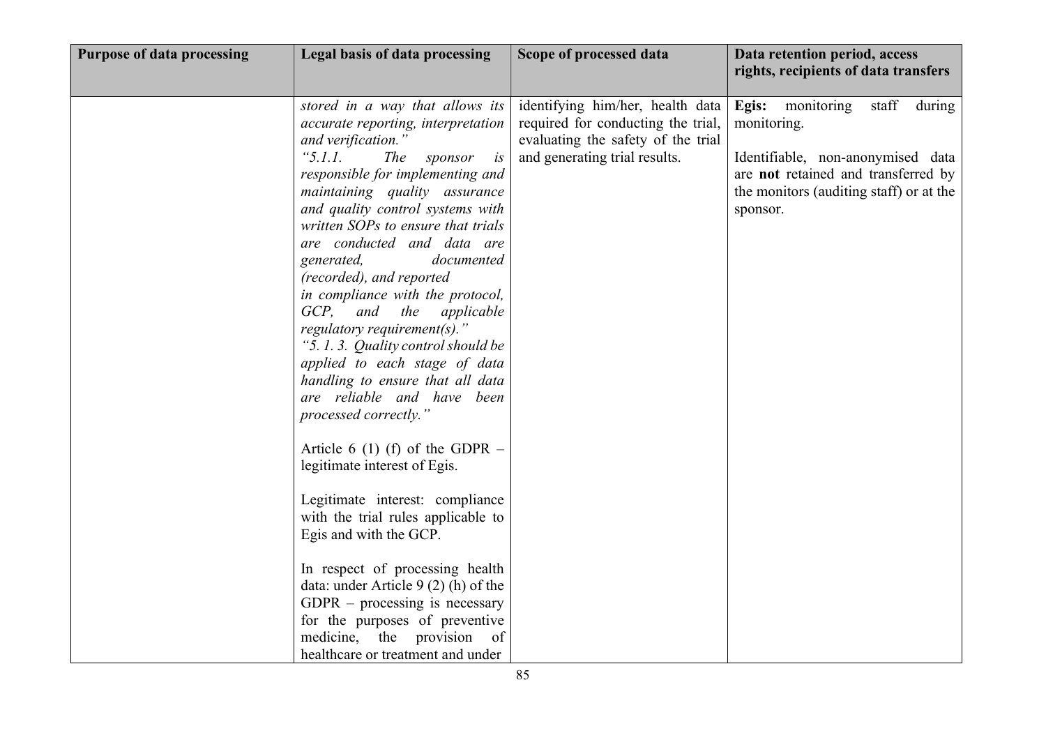| Purpose of data processing | Legal basis of data processing | Scope of processed data | Data retention period, access rights, recipients of data transfers |
|---|---|---|---|
| | *stored in a way that allows its accurate reporting, interpretation and verification."*<br>*"5.1.1. The sponsor is responsible for implementing and maintaining quality assurance and quality control systems with written SOPs to ensure that trials are conducted and data are generated, documented (recorded), and reported in compliance with the protocol, GCP, and the applicable regulatory requirement(s)."*<br>*"5. 1. 3. Quality control should be applied to each stage of data handling to ensure that all data are reliable and have been processed correctly."*<br><br>Article 6 (1) (f) of the GDPR – legitimate interest of Egis.<br><br>Legitimate interest: compliance with the trial rules applicable to Egis and with the GCP.<br><br>In respect of processing health data: under Article 9 (2) (h) of the GDPR – processing is necessary for the purposes of preventive medicine, the provision of healthcare or treatment and under | identifying him/her, health data required for conducting the trial, evaluating the safety of the trial and generating trial results. | **Egis:** monitoring staff during monitoring.<br><br>Identifiable, non-anonymised data are **not** retained and transferred by the monitors (auditing staff) or at the sponsor. |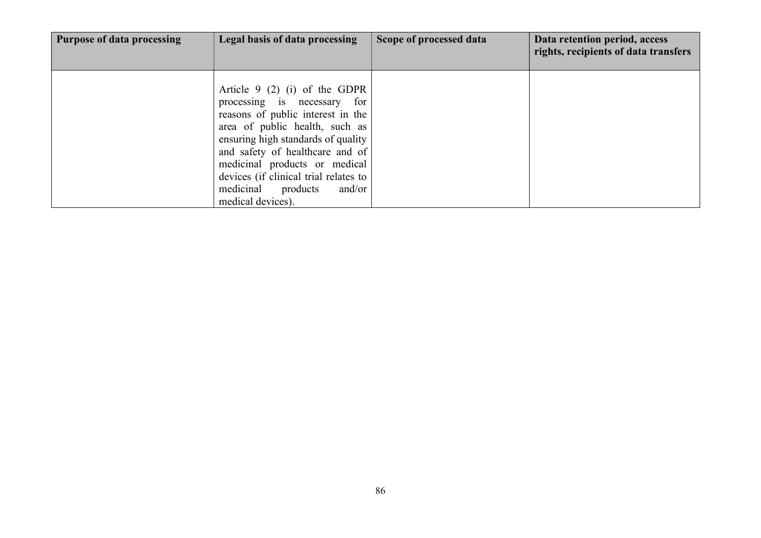| Purpose of data processing | Legal basis of data processing | Scope of processed data | Data retention period, access rights, recipients of data transfers |
|---|---|---|---|
| | Article 9 (2) (i) of the GDPR processing is necessary for reasons of public interest in the area of public health, such as ensuring high standards of quality and safety of healthcare and of medicinal products or medical devices (if clinical trial relates to medicinal products and/or medical devices). | | |